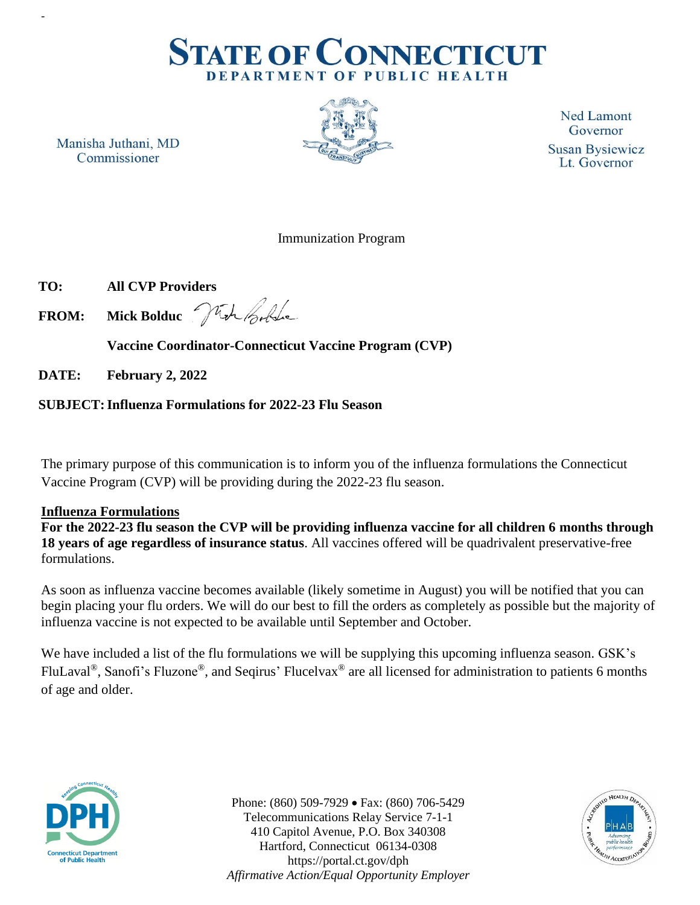# STATE OF CONNECTICUT
## DEPARTMENT OF PUBLIC HEALTH

Manisha Juthani, MD
Commissioner

Ned Lamont
Governor
Susan Bysiewicz
Lt. Governor

Immunization Program

**TO:** **All CVP Providers**

**FROM:** **Mick Bolduc**

**Vaccine Coordinator-Connecticut Vaccine Program (CVP)**

**DATE:** **February 2, 2022**

**SUBJECT: Influenza Formulations for 2022-23 Flu Season**

The primary purpose of this communication is to inform you of the influenza formulations the Connecticut Vaccine Program (CVP) will be providing during the 2022-23 flu season.

**Influenza Formulations**

**For the 2022-23 flu season the CVP will be providing influenza vaccine for all children 6 months through 18 years of age regardless of insurance status**. All vaccines offered will be quadrivalent preservative-free formulations.

As soon as influenza vaccine becomes available (likely sometime in August) you will be notified that you can begin placing your flu orders. We will do our best to fill the orders as completely as possible but the majority of influenza vaccine is not expected to be available until September and October.

We have included a list of the flu formulations we will be supplying this upcoming influenza season. GSK's FluLaval®, Sanofi's Fluzone®, and Seqirus' Flucelvax® are all licensed for administration to patients 6 months of age and older.

Phone: (860) 509-7929 • Fax: (860) 706-5429
Telecommunications Relay Service 7-1-1
410 Capitol Avenue, P.O. Box 340308
Hartford, Connecticut 06134-0308
https://portal.ct.gov/dph
*Affirmative Action/Equal Opportunity Employer*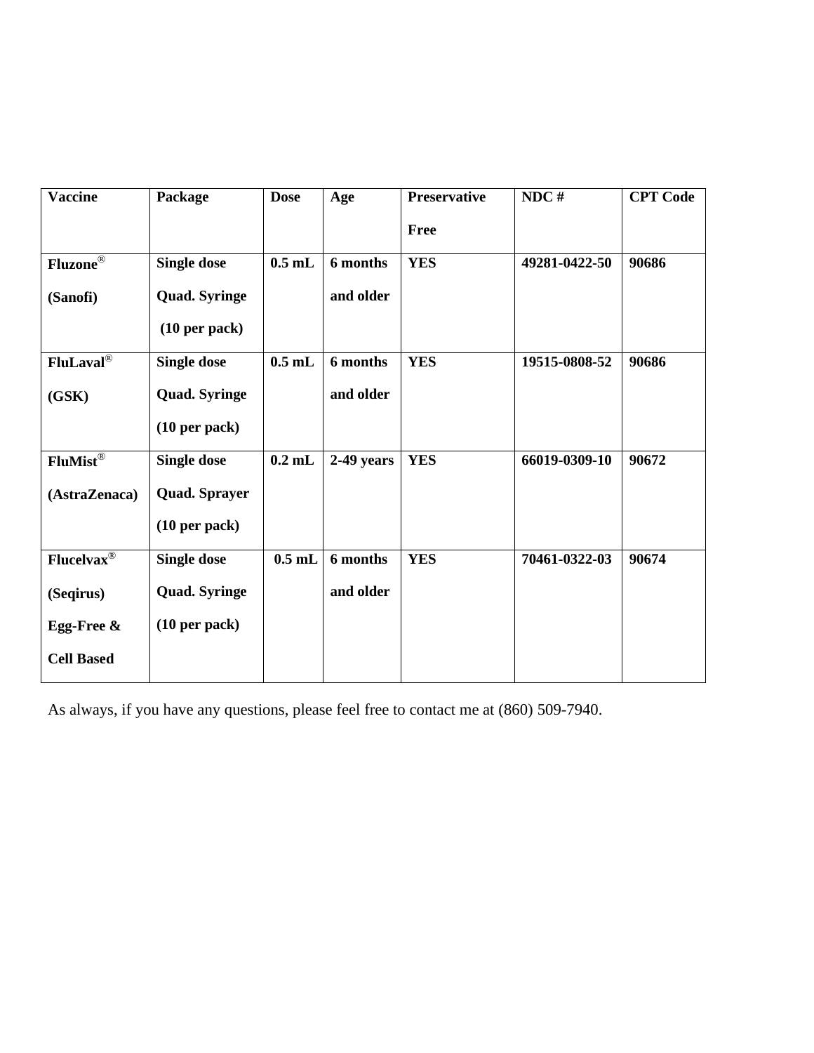| Vaccine | Package | Dose | Age | Preservative Free | NDC # | CPT Code |
|---|---|---|---|---|---|---|
| **Fluzone® (Sanofi)** | **Single dose Quad. Syringe (10 per pack)** | **0.5 mL** | **6 months and older** | **YES** | **49281-0422-50** | **90686** |
| **FluLaval® (GSK)** | **Single dose Quad. Syringe (10 per pack)** | **0.5 mL** | **6 months and older** | **YES** | **19515-0808-52** | **90686** |
| **FluMist® (AstraZenaca)** | **Single dose Quad. Sprayer (10 per pack)** | **0.2 mL** | **2-49 years** | **YES** | **66019-0309-10** | **90672** |
| **Flucelvax® (Seqirus) Egg-Free & Cell Based** | **Single dose Quad. Syringe (10 per pack)** | **0.5 mL** | **6 months and older** | **YES** | **70461-0322-03** | **90674** |

As always, if you have any questions, please feel free to contact me at (860) 509-7940.